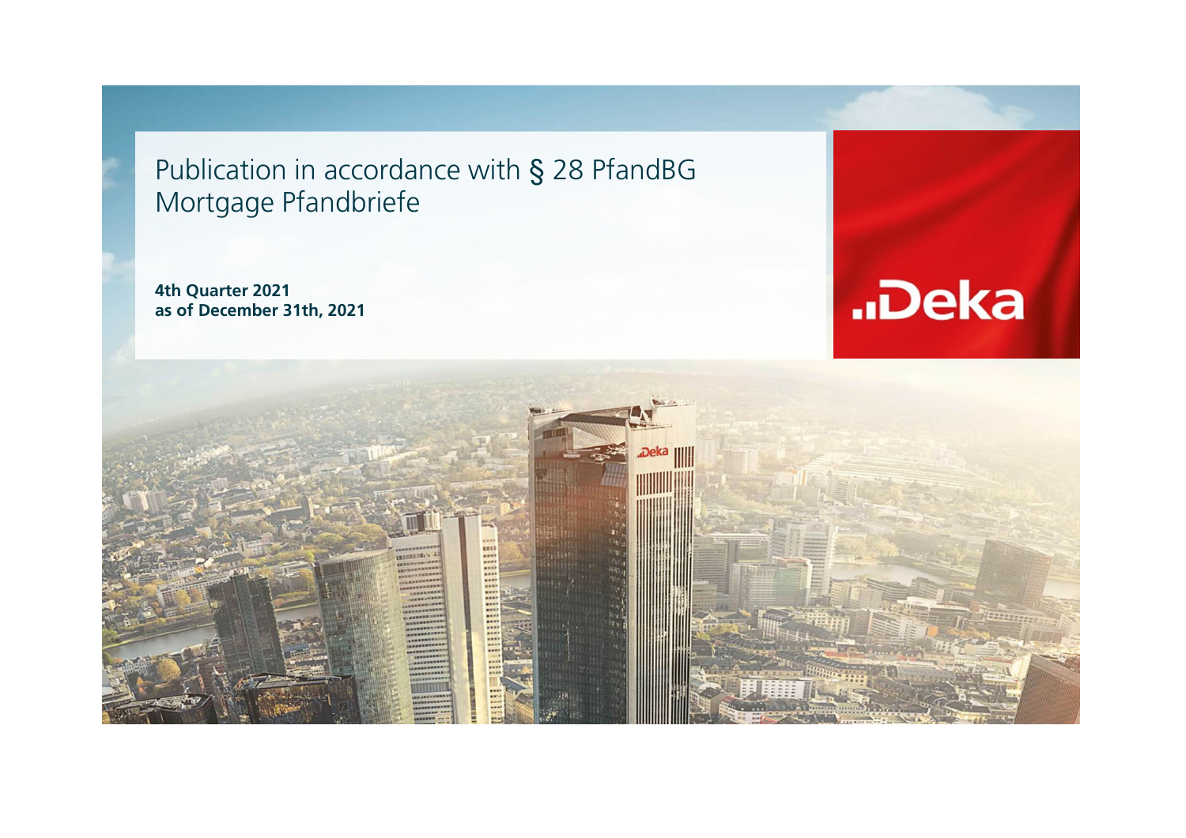# Publication in accordance with § 28 PfandBG Mortgage Pfandbriefe

**4th Quarter 2021**
**as of December 31th, 2021**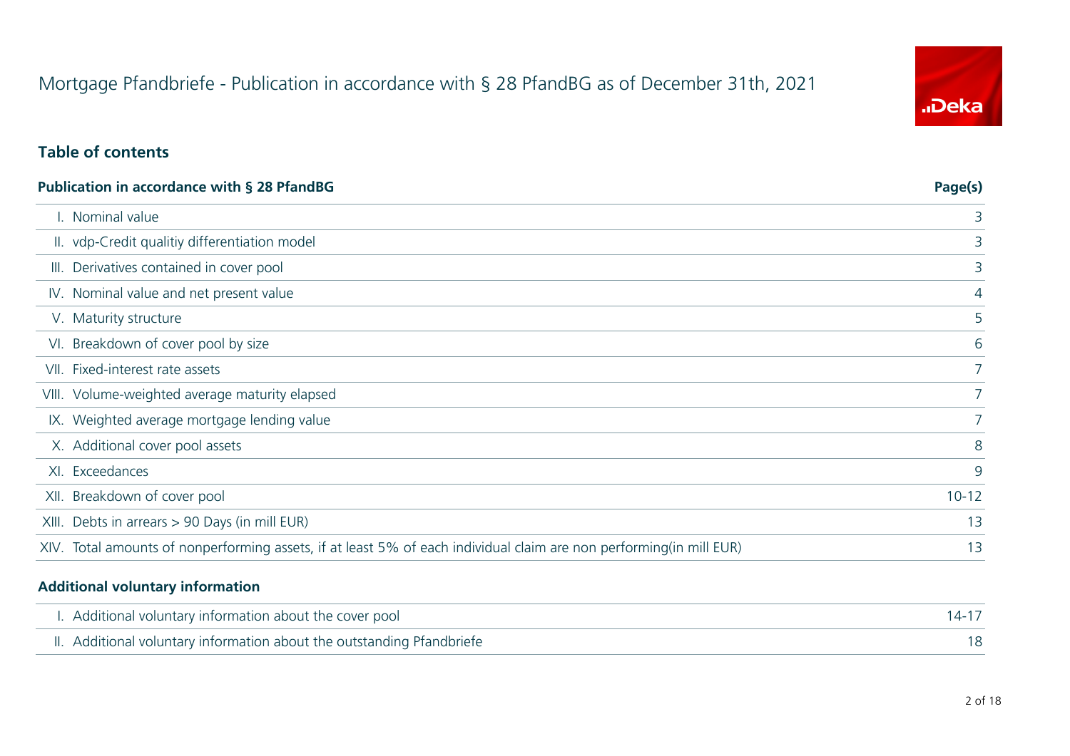# Mortgage Pfandbriefe - Publication in accordance with § 28 PfandBG as of December 31th, 2021

## Table of contents

| Publication in accordance with § 28 PfandBG | Page(s) |
| --- | --- |
| I. Nominal value | 3 |
| II. vdp-Credit qualitiy differentiation model | 3 |
| III. Derivatives contained in cover pool | 3 |
| IV. Nominal value and net present value | 4 |
| V. Maturity structure | 5 |
| VI. Breakdown of cover pool by size | 6 |
| VII. Fixed-interest rate assets | 7 |
| VIII. Volume-weighted average maturity elapsed | 7 |
| IX. Weighted average mortgage lending value | 7 |
| X. Additional cover pool assets | 8 |
| XI. Exceedances | 9 |
| XII. Breakdown of cover pool | 10-12 |
| XIII. Debts in arrears > 90 Days (in mill EUR) | 13 |
| XIV. Total amounts of nonperforming assets, if at least 5% of each individual claim are non performing(in mill EUR) | 13 |

| Additional voluntary information | |
| --- | --- |
| I. Additional voluntary information about the cover pool | 14-17 |
| II. Additional voluntary information about the outstanding Pfandbriefe | 18 |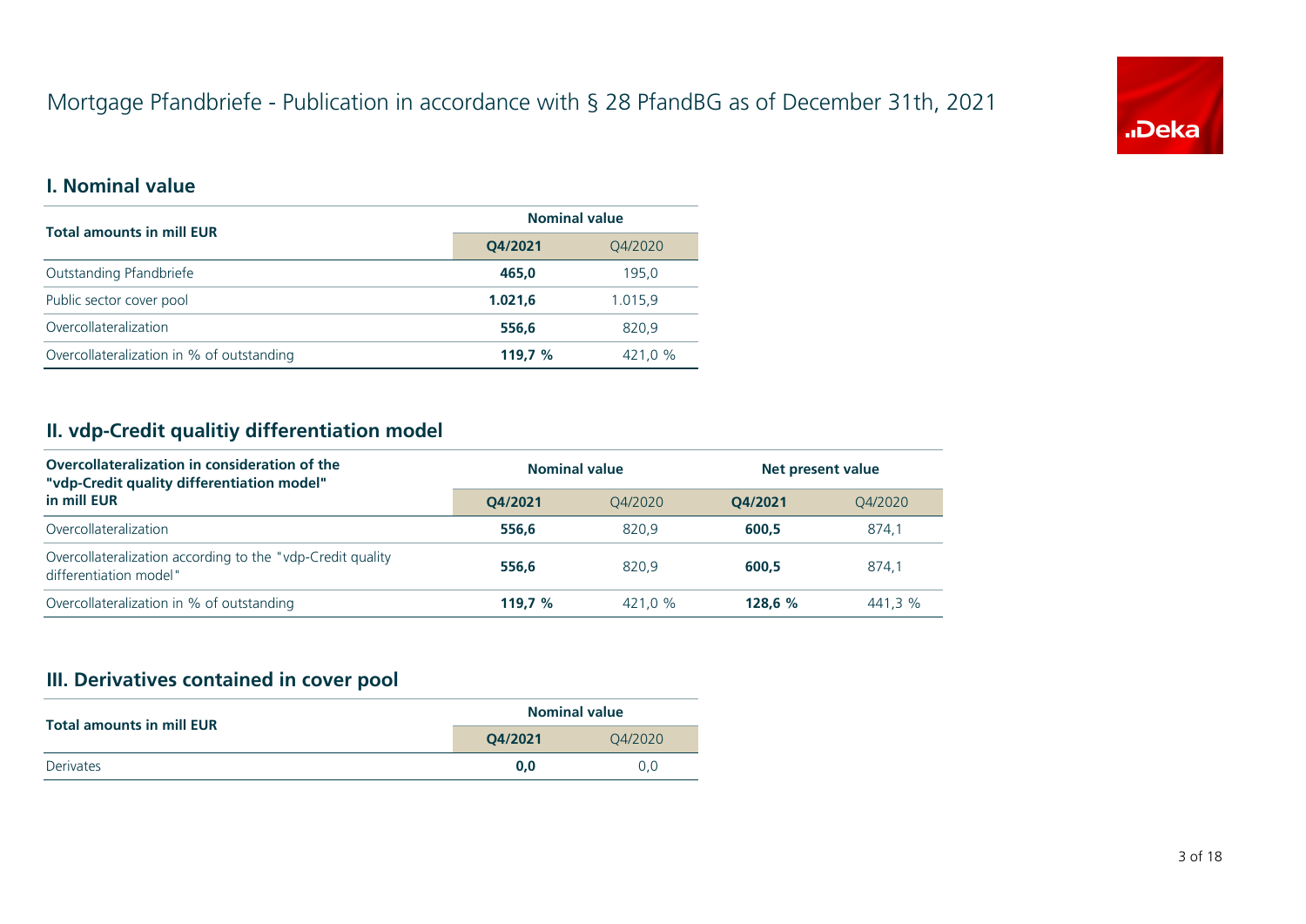# Mortgage Pfandbriefe - Publication in accordance with § 28 PfandBG as of December 31th, 2021

## I. Nominal value

| Total amounts in mill EUR | Nominal value | |
|---|---|---|
| | **Q4/2021** | Q4/2020 |
| Outstanding Pfandbriefe | **465,0** | 195,0 |
| Public sector cover pool | **1.021,6** | 1.015,9 |
| Overcollateralization | **556,6** | 820,9 |
| Overcollateralization in % of outstanding | **119,7 %** | 421,0 % |

## II. vdp-Credit qualitiy differentiation model

| Overcollateralization in consideration of the "vdp-Credit quality differentiation model" in mill EUR | Nominal value | | Net present value | |
|---|---|---|---|---|
| | **Q4/2021** | Q4/2020 | **Q4/2021** | Q4/2020 |
| Overcollateralization | **556,6** | 820,9 | **600,5** | 874,1 |
| Overcollateralization according to the "vdp-Credit quality differentiation model" | **556,6** | 820,9 | **600,5** | 874,1 |
| Overcollateralization in % of outstanding | **119,7 %** | 421,0 % | **128,6 %** | 441,3 % |

## III. Derivatives contained in cover pool

| Total amounts in mill EUR | Nominal value | |
|---|---|---|
| | **Q4/2021** | Q4/2020 |
| Derivates | **0,0** | 0,0 |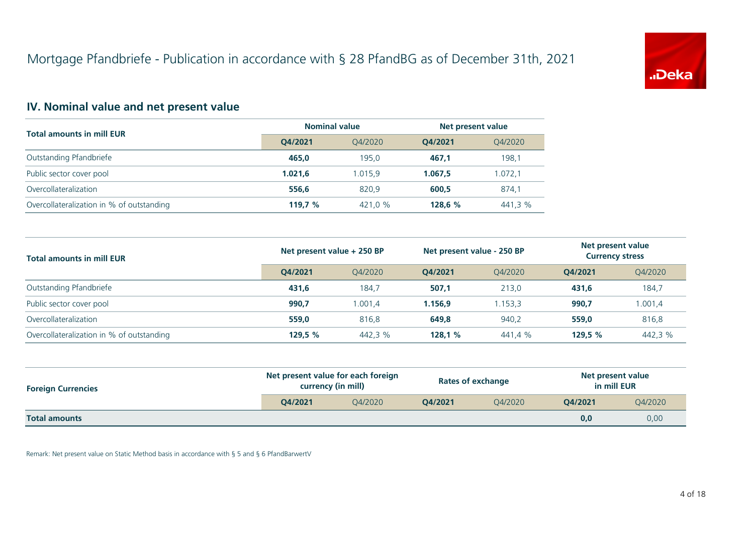# Mortgage Pfandbriefe - Publication in accordance with § 28 PfandBG as of December 31th, 2021

## IV. Nominal value and net present value

| Total amounts in mill EUR | Nominal value | | Net present value | |
|---|---|---|---|---|
| | **Q4/2021** | Q4/2020 | **Q4/2021** | Q4/2020 |
| Outstanding Pfandbriefe | **465,0** | 195,0 | **467,1** | 198,1 |
| Public sector cover pool | **1.021,6** | 1.015,9 | **1.067,5** | 1.072,1 |
| Overcollateralization | **556,6** | 820,9 | **600,5** | 874,1 |
| Overcollateralization in % of outstanding | **119,7 %** | 421,0 % | **128,6 %** | 441,3 % |

| Total amounts in mill EUR | Net present value + 250 BP | | Net present value - 250 BP | | Net present value Currency stress | |
|---|---|---|---|---|---|---|
| | **Q4/2021** | Q4/2020 | **Q4/2021** | Q4/2020 | **Q4/2021** | Q4/2020 |
| Outstanding Pfandbriefe | **431,6** | 184,7 | **507,1** | 213,0 | **431,6** | 184,7 |
| Public sector cover pool | **990,7** | 1.001,4 | **1.156,9** | 1.153,3 | **990,7** | 1.001,4 |
| Overcollateralization | **559,0** | 816,8 | **649,8** | 940,2 | **559,0** | 816,8 |
| Overcollateralization in % of outstanding | **129,5 %** | 442,3 % | **128,1 %** | 441,4 % | **129,5 %** | 442,3 % |

| Foreign Currencies | Net present value for each foreign currency (in mill) | | Rates of exchange | | Net present value in mill EUR | |
|---|---|---|---|---|---|---|
| | **Q4/2021** | Q4/2020 | **Q4/2021** | Q4/2020 | **Q4/2021** | Q4/2020 |
| **Total amounts** | | | | | **0,0** | 0,00 |

Remark: Net present value on Static Method basis in accordance with § 5 and § 6 PfandBarwertV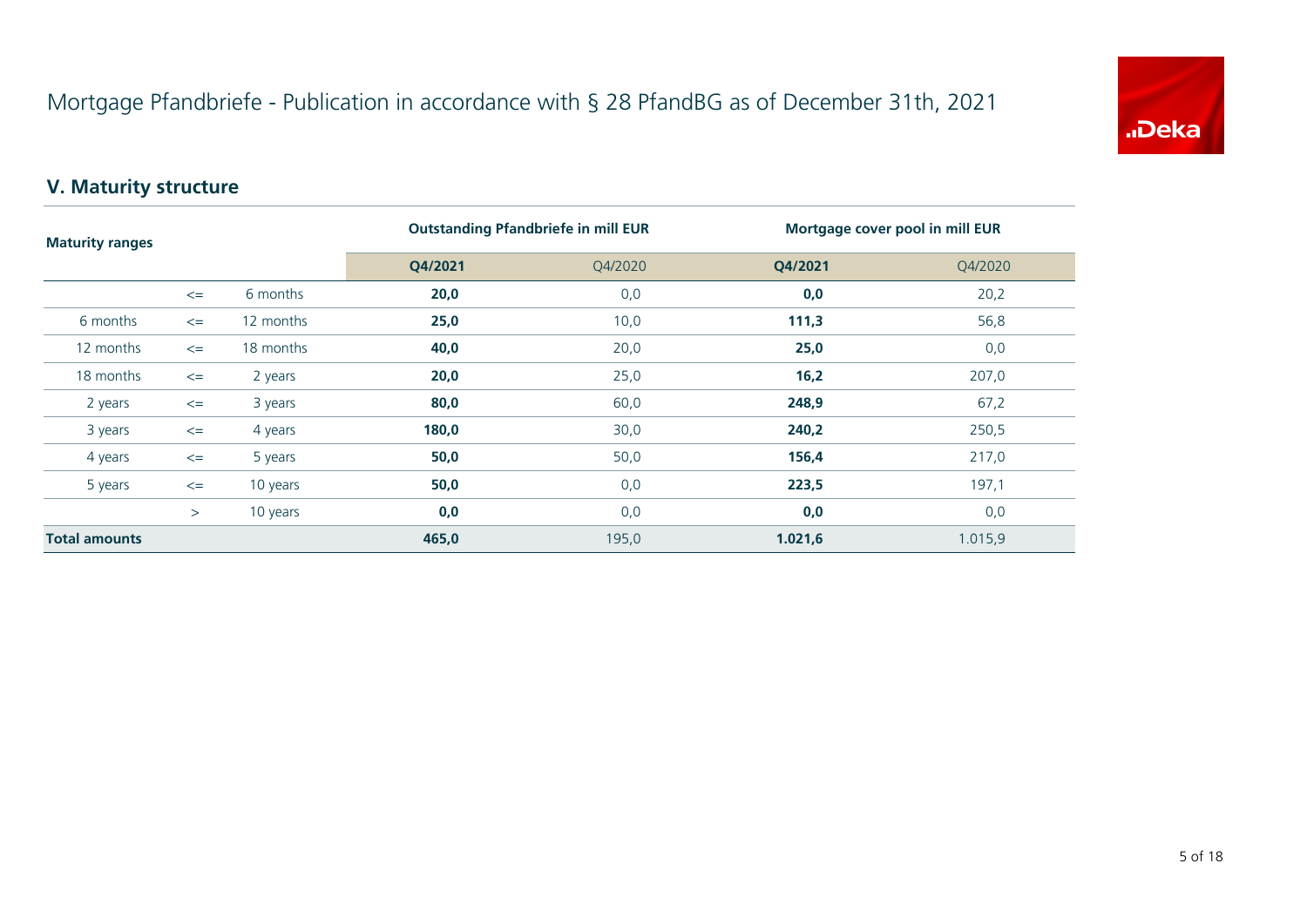# Mortgage Pfandbriefe - Publication in accordance with § 28 PfandBG as of December 31th, 2021

## V. Maturity structure

| Maturity ranges | | | Outstanding Pfandbriefe in mill EUR | | Mortgage cover pool in mill EUR | |
|---|---|---|---|---|---|---|
| | | | **Q4/2021** | Q4/2020 | **Q4/2021** | Q4/2020 |
| | <= | 6 months | **20,0** | 0,0 | **0,0** | 20,2 |
| 6 months | <= | 12 months | **25,0** | 10,0 | **111,3** | 56,8 |
| 12 months | <= | 18 months | **40,0** | 20,0 | **25,0** | 0,0 |
| 18 months | <= | 2 years | **20,0** | 25,0 | **16,2** | 207,0 |
| 2 years | <= | 3 years | **80,0** | 60,0 | **248,9** | 67,2 |
| 3 years | <= | 4 years | **180,0** | 30,0 | **240,2** | 250,5 |
| 4 years | <= | 5 years | **50,0** | 50,0 | **156,4** | 217,0 |
| 5 years | <= | 10 years | **50,0** | 0,0 | **223,5** | 197,1 |
| | > | 10 years | **0,0** | 0,0 | **0,0** | 0,0 |
| **Total amounts** | | | **465,0** | 195,0 | **1.021,6** | 1.015,9 |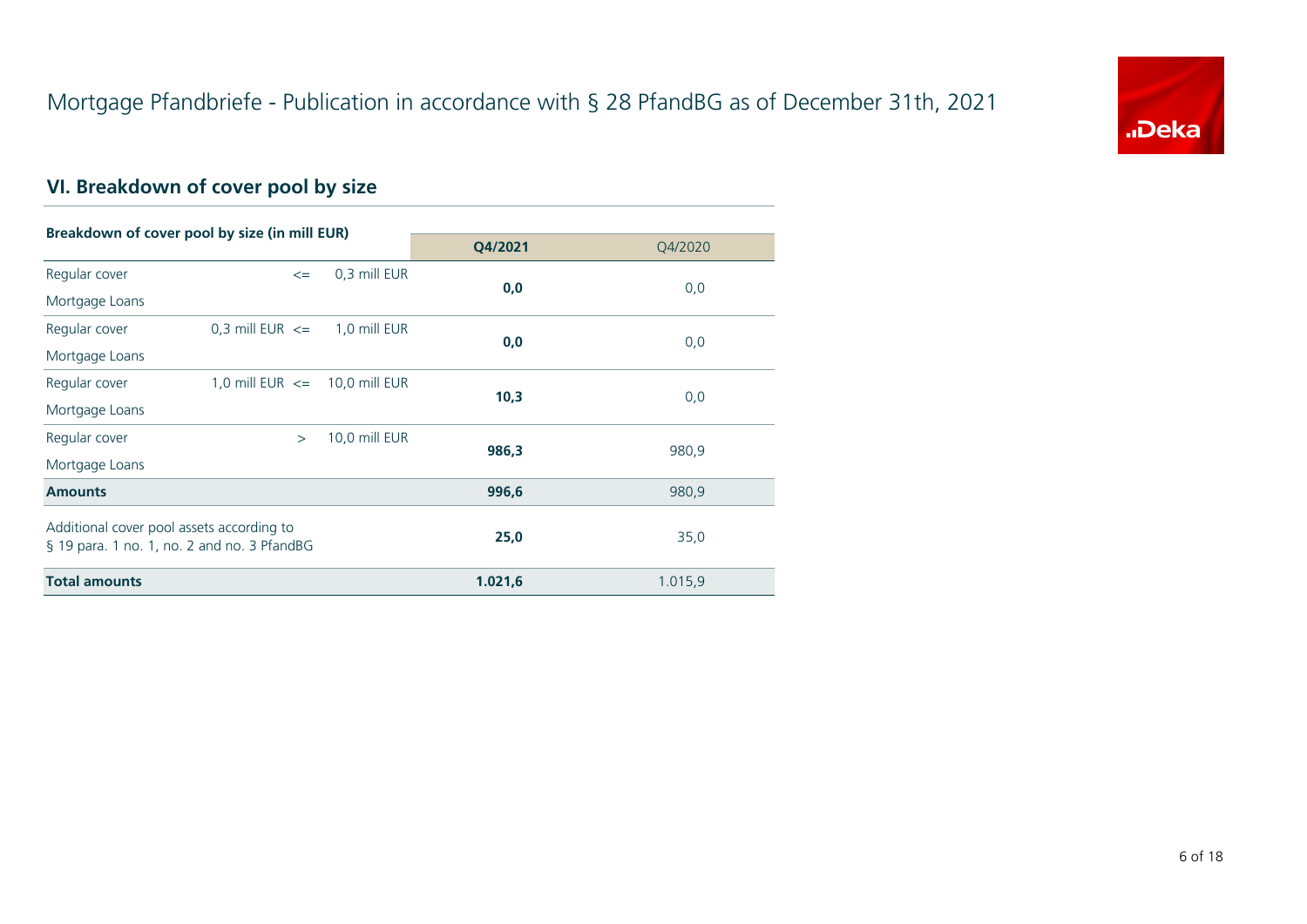# Mortgage Pfandbriefe - Publication in accordance with § 28 PfandBG as of December 31th, 2021

## VI. Breakdown of cover pool by size

| Breakdown of cover pool by size (in mill EUR) | | | Q4/2021 | Q4/2020 |
|---|---|---|---|---|
| Regular cover Mortgage Loans | <= | 0,3 mill EUR | **0,0** | 0,0 |
| Regular cover Mortgage Loans | 0,3 mill EUR <= | 1,0 mill EUR | **0,0** | 0,0 |
| Regular cover Mortgage Loans | 1,0 mill EUR <= | 10,0 mill EUR | **10,3** | 0,0 |
| Regular cover Mortgage Loans | > | 10,0 mill EUR | **986,3** | 980,9 |
| **Amounts** | | | **996,6** | 980,9 |
| Additional cover pool assets according to § 19 para. 1 no. 1, no. 2 and no. 3 PfandBG | | | **25,0** | 35,0 |
| **Total amounts** | | | **1.021,6** | 1.015,9 |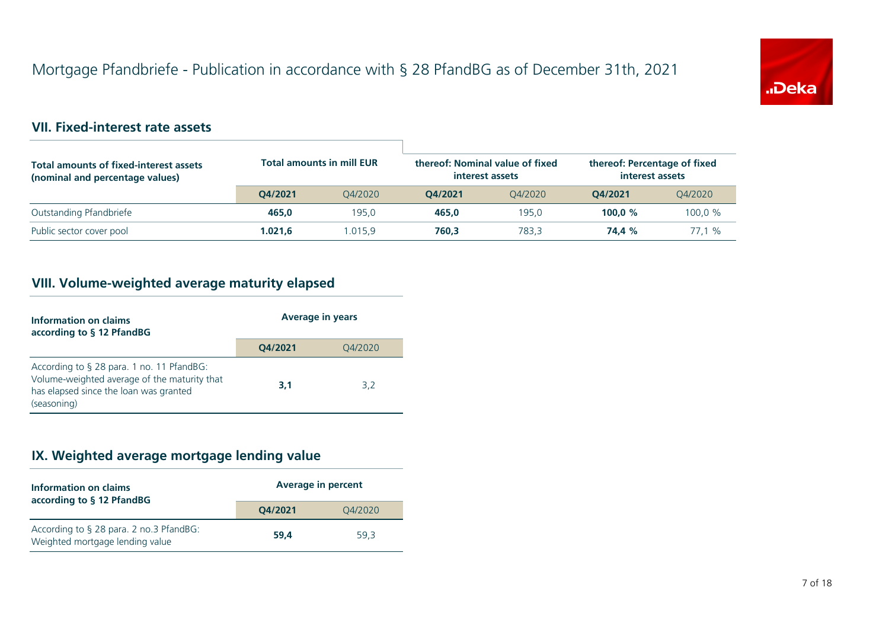# Mortgage Pfandbriefe - Publication in accordance with § 28 PfandBG as of December 31th, 2021

## VII. Fixed-interest rate assets

| Total amounts of fixed-interest assets (nominal and percentage values) | Total amounts in mill EUR | | thereof: Nominal value of fixed interest assets | | thereof: Percentage of fixed interest assets | |
|---|---|---|---|---|---|---|
| | **Q4/2021** | Q4/2020 | **Q4/2021** | Q4/2020 | **Q4/2021** | Q4/2020 |
| Outstanding Pfandbriefe | **465,0** | 195,0 | **465,0** | 195,0 | **100,0 %** | 100,0 % |
| Public sector cover pool | **1.021,6** | 1.015,9 | **760,3** | 783,3 | **74,4 %** | 77,1 % |

## VIII. Volume-weighted average maturity elapsed

| Information on claims according to § 12 PfandBG | Average in years | |
|---|---|---|
| | **Q4/2021** | Q4/2020 |
| According to § 28 para. 1 no. 11 PfandBG: Volume-weighted average of the maturity that has elapsed since the loan was granted (seasoning) | **3,1** | 3,2 |

## IX. Weighted average mortgage lending value

| Information on claims according to § 12 PfandBG | Average in percent | |
|---|---|---|
| | **Q4/2021** | Q4/2020 |
| According to § 28 para. 2 no.3 PfandBG: Weighted mortgage lending value | **59,4** | 59,3 |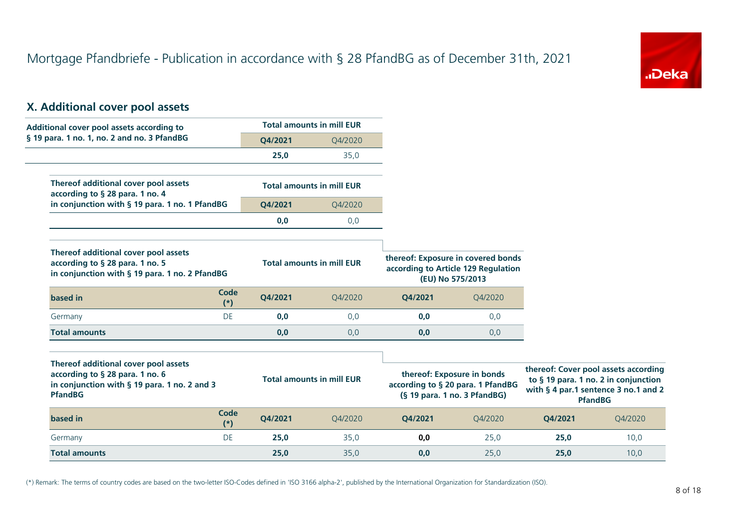# Mortgage Pfandbriefe - Publication in accordance with § 28 PfandBG as of December 31th, 2021

## X. Additional cover pool assets

| Additional cover pool assets according to § 19 para. 1 no. 1, no. 2 and no. 3 PfandBG | Total amounts in mill EUR | |
|---|---|---|
| | **Q4/2021** | Q4/2020 |
| | **25,0** | 35,0 |

| Thereof additional cover pool assets according to § 28 para. 1 no. 4 in conjunction with § 19 para. 1 no. 1 PfandBG | Total amounts in mill EUR | |
|---|---|---|
| | **Q4/2021** | Q4/2020 |
| | **0,0** | 0,0 |

| Thereof additional cover pool assets according to § 28 para. 1 no. 5 in conjunction with § 19 para. 1 no. 2 PfandBG | | Total amounts in mill EUR | | thereof: Exposure in covered bonds according to Article 129 Regulation (EU) No 575/2013 | |
|---|---|---|---|---|---|
| **based in** | **Code (*)** | **Q4/2021** | Q4/2020 | **Q4/2021** | Q4/2020 |
| Germany | DE | **0,0** | 0,0 | **0,0** | 0,0 |
| **Total amounts** | | **0,0** | 0,0 | **0,0** | 0,0 |

| Thereof additional cover pool assets according to § 28 para. 1 no. 6 in conjunction with § 19 para. 1 no. 2 and 3 PfandBG | | Total amounts in mill EUR | | thereof: Exposure in bonds according to § 20 para. 1 PfandBG (§ 19 para. 1 no. 3 PfandBG) | | thereof: Cover pool assets according to § 19 para. 1 no. 2 in conjunction with § 4 par.1 sentence 3 no.1 and 2 PfandBG | |
|---|---|---|---|---|---|---|---|
| **based in** | **Code (*)** | **Q4/2021** | Q4/2020 | **Q4/2021** | Q4/2020 | **Q4/2021** | Q4/2020 |
| Germany | DE | **25,0** | 35,0 | **0,0** | 25,0 | **25,0** | 10,0 |
| **Total amounts** | | **25,0** | 35,0 | **0,0** | 25,0 | **25,0** | 10,0 |

(*) Remark: The terms of country codes are based on the two-letter ISO-Codes defined in 'ISO 3166 alpha-2', published by the International Organization for Standardization (ISO).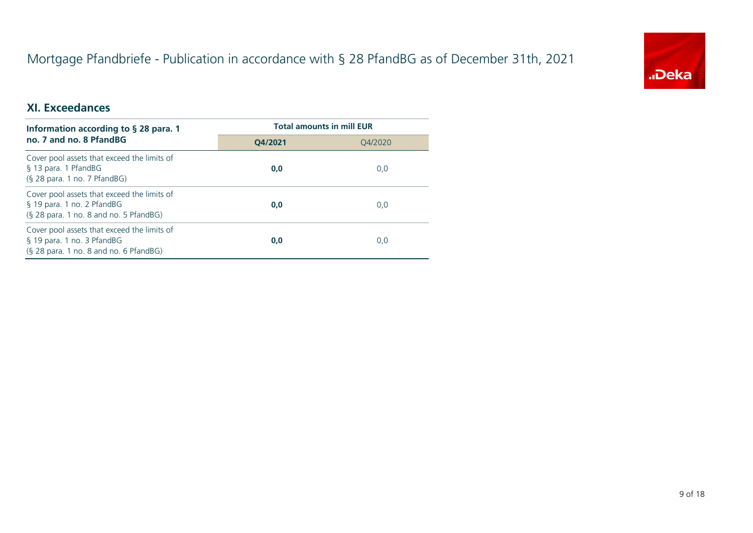# Mortgage Pfandbriefe - Publication in accordance with § 28 PfandBG as of December 31th, 2021

## XI. Exceedances

| Information according to § 28 para. 1 no. 7 and no. 8 PfandBG | Total amounts in mill EUR | |
|---|---|---|
| | **Q4/2021** | Q4/2020 |
| Cover pool assets that exceed the limits of § 13 para. 1 PfandBG (§ 28 para. 1 no. 7 PfandBG) | **0,0** | 0,0 |
| Cover pool assets that exceed the limits of § 19 para. 1 no. 2 PfandBG (§ 28 para. 1 no. 8 and no. 5 PfandBG) | **0,0** | 0,0 |
| Cover pool assets that exceed the limits of § 19 para. 1 no. 3 PfandBG (§ 28 para. 1 no. 8 and no. 6 PfandBG) | **0,0** | 0,0 |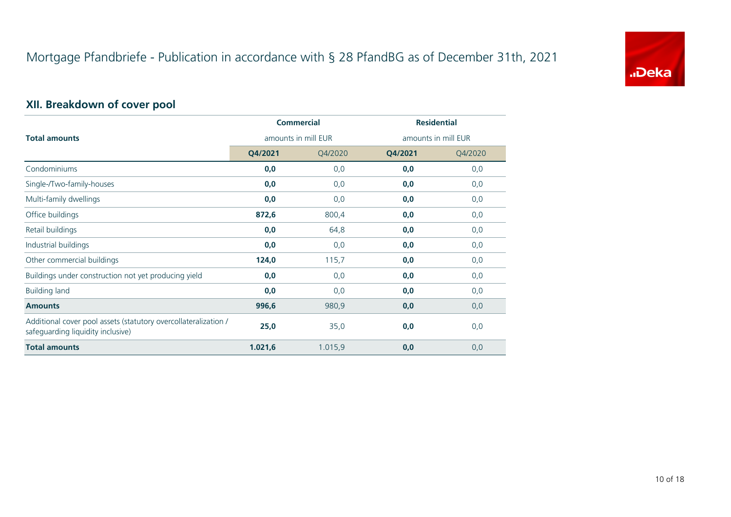# Mortgage Pfandbriefe - Publication in accordance with § 28 PfandBG as of December 31th, 2021

## XII. Breakdown of cover pool

| Total amounts | Commercial amounts in mill EUR | | Residential amounts in mill EUR | |
|---|---|---|---|---|
| | **Q4/2021** | Q4/2020 | **Q4/2021** | Q4/2020 |
| Condominiums | **0,0** | 0,0 | **0,0** | 0,0 |
| Single-/Two-family-houses | **0,0** | 0,0 | **0,0** | 0,0 |
| Multi-family dwellings | **0,0** | 0,0 | **0,0** | 0,0 |
| Office buildings | **872,6** | 800,4 | **0,0** | 0,0 |
| Retail buildings | **0,0** | 64,8 | **0,0** | 0,0 |
| Industrial buildings | **0,0** | 0,0 | **0,0** | 0,0 |
| Other commercial buildings | **124,0** | 115,7 | **0,0** | 0,0 |
| Buildings under construction not yet producing yield | **0,0** | 0,0 | **0,0** | 0,0 |
| Building land | **0,0** | 0,0 | **0,0** | 0,0 |
| **Amounts** | **996,6** | 980,9 | **0,0** | 0,0 |
| Additional cover pool assets (statutory overcollateralization / safeguarding liquidity inclusive) | **25,0** | 35,0 | **0,0** | 0,0 |
| **Total amounts** | **1.021,6** | 1.015,9 | **0,0** | 0,0 |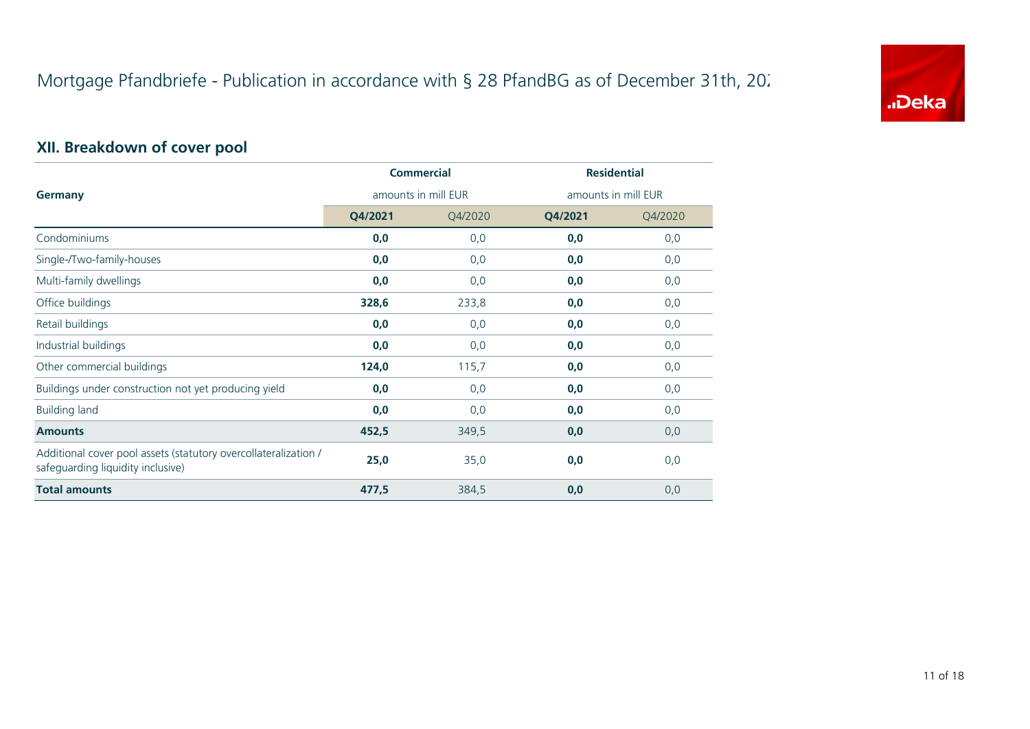# Mortgage Pfandbriefe - Publication in accordance with § 28 PfandBG as of December 31th, 202

## XII. Breakdown of cover pool

| Germany | Commercial amounts in mill EUR | | Residential amounts in mill EUR | |
|---|---|---|---|---|
| | **Q4/2021** | Q4/2020 | **Q4/2021** | Q4/2020 |
| Condominiums | **0,0** | 0,0 | **0,0** | 0,0 |
| Single-/Two-family-houses | **0,0** | 0,0 | **0,0** | 0,0 |
| Multi-family dwellings | **0,0** | 0,0 | **0,0** | 0,0 |
| Office buildings | **328,6** | 233,8 | **0,0** | 0,0 |
| Retail buildings | **0,0** | 0,0 | **0,0** | 0,0 |
| Industrial buildings | **0,0** | 0,0 | **0,0** | 0,0 |
| Other commercial buildings | **124,0** | 115,7 | **0,0** | 0,0 |
| Buildings under construction not yet producing yield | **0,0** | 0,0 | **0,0** | 0,0 |
| Building land | **0,0** | 0,0 | **0,0** | 0,0 |
| **Amounts** | **452,5** | 349,5 | **0,0** | 0,0 |
| Additional cover pool assets (statutory overcollateralization / safeguarding liquidity inclusive) | **25,0** | 35,0 | **0,0** | 0,0 |
| **Total amounts** | **477,5** | 384,5 | **0,0** | 0,0 |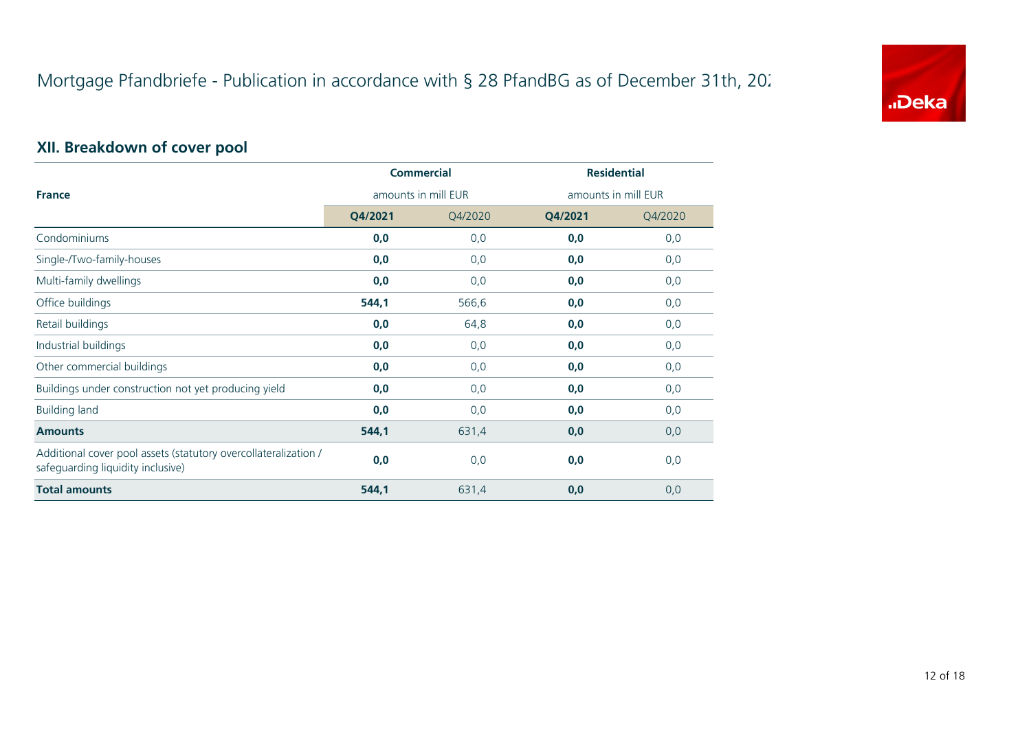# Mortgage Pfandbriefe - Publication in accordance with § 28 PfandBG as of December 31th, 20?

## XII. Breakdown of cover pool

| France | Commercial | | Residential | |
|---|---|---|---|---|
| | amounts in mill EUR | | amounts in mill EUR | |
| | **Q4/2021** | Q4/2020 | **Q4/2021** | Q4/2020 |
| Condominiums | **0,0** | 0,0 | **0,0** | 0,0 |
| Single-/Two-family-houses | **0,0** | 0,0 | **0,0** | 0,0 |
| Multi-family dwellings | **0,0** | 0,0 | **0,0** | 0,0 |
| Office buildings | **544,1** | 566,6 | **0,0** | 0,0 |
| Retail buildings | **0,0** | 64,8 | **0,0** | 0,0 |
| Industrial buildings | **0,0** | 0,0 | **0,0** | 0,0 |
| Other commercial buildings | **0,0** | 0,0 | **0,0** | 0,0 |
| Buildings under construction not yet producing yield | **0,0** | 0,0 | **0,0** | 0,0 |
| Building land | **0,0** | 0,0 | **0,0** | 0,0 |
| **Amounts** | **544,1** | 631,4 | **0,0** | 0,0 |
| Additional cover pool assets (statutory overcollateralization / safeguarding liquidity inclusive) | **0,0** | 0,0 | **0,0** | 0,0 |
| **Total amounts** | **544,1** | 631,4 | **0,0** | 0,0 |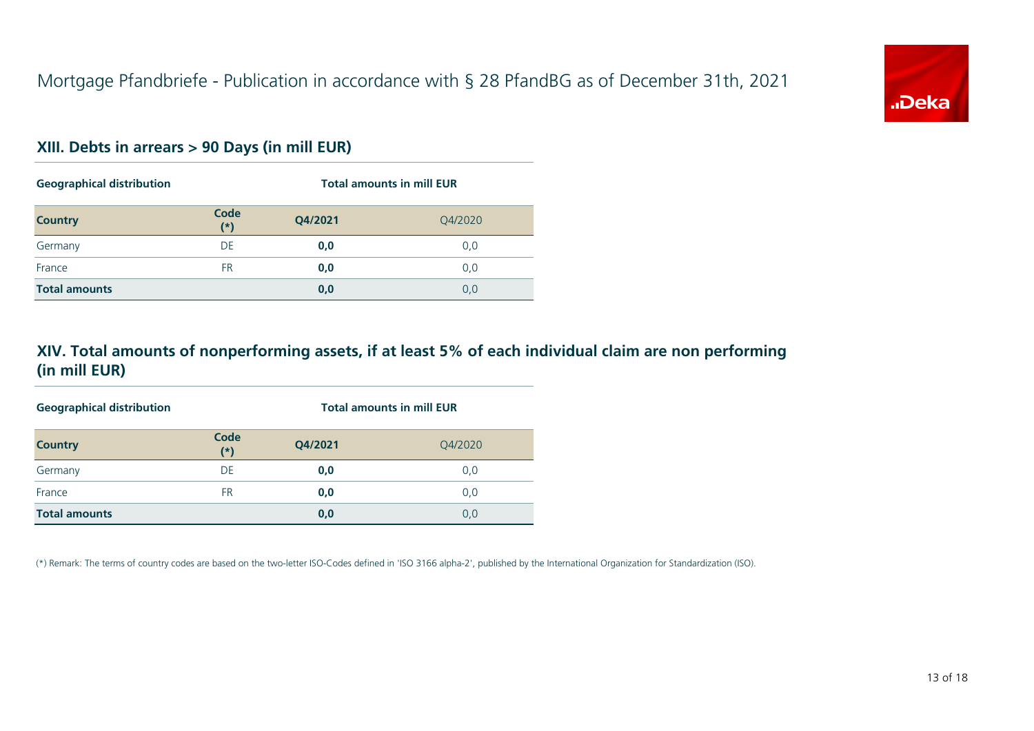# Mortgage Pfandbriefe - Publication in accordance with § 28 PfandBG as of December 31th, 2021

## XIII. Debts in arrears > 90 Days (in mill EUR)

| Geographical distribution | | Total amounts in mill EUR | |
|---|---|---|---|
| **Country** | **Code (*)** | **Q4/2021** | Q4/2020 |
| Germany | DE | **0,0** | 0,0 |
| France | FR | **0,0** | 0,0 |
| **Total amounts** | | **0,0** | 0,0 |

## XIV. Total amounts of nonperforming assets, if at least 5% of each individual claim are non performing (in mill EUR)

| Geographical distribution | | Total amounts in mill EUR | |
|---|---|---|---|
| **Country** | **Code (*)** | **Q4/2021** | Q4/2020 |
| Germany | DE | **0,0** | 0,0 |
| France | FR | **0,0** | 0,0 |
| **Total amounts** | | **0,0** | 0,0 |

(*) Remark: The terms of country codes are based on the two-letter ISO-Codes defined in 'ISO 3166 alpha-2', published by the International Organization for Standardization (ISO).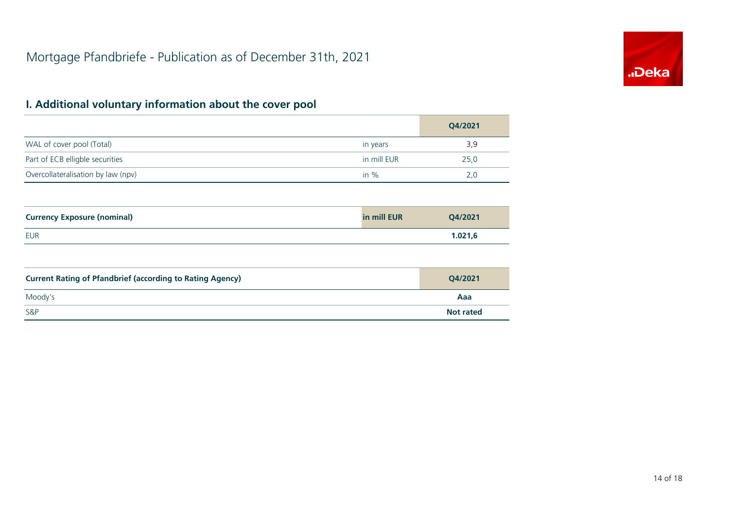# Mortgage Pfandbriefe - Publication as of December 31th, 2021

## I. Additional voluntary information about the cover pool

| | | Q4/2021 |
|---|---|---|
| WAL of cover pool (Total) | in years | 3,9 |
| Part of ECB elligble securities | in mill EUR | 25,0 |
| Overcollateralisation by law (npv) | in % | 2,0 |

| **Currency Exposure (nominal)** | **in mill EUR** | **Q4/2021** |
|---|---|---|
| EUR | | **1.021,6** |

| **Current Rating of Pfandbrief (according to Rating Agency)** | **Q4/2021** |
|---|---|
| Moody's | **Aaa** |
| S&P | **Not rated** |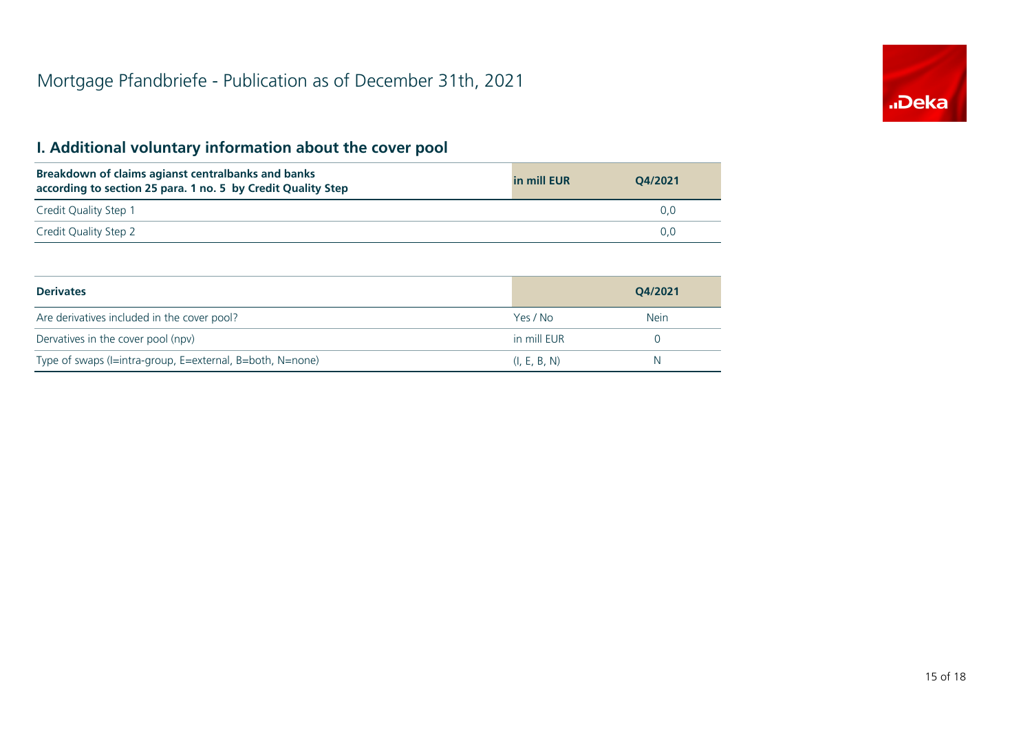# Mortgage Pfandbriefe - Publication as of December 31th, 2021

## I. Additional voluntary information about the cover pool

| Breakdown of claims agianst centralbanks and banks according to section 25 para. 1 no. 5 by Credit Quality Step | in mill EUR | Q4/2021 |
|---|---|---|
| Credit Quality Step 1 | | 0,0 |
| Credit Quality Step 2 | | 0,0 |

| Derivates | | Q4/2021 |
|---|---|---|
| Are derivatives included in the cover pool? | Yes / No | Nein |
| Dervatives in the cover pool (npv) | in mill EUR | 0 |
| Type of swaps (I=intra-group, E=external, B=both, N=none) | (I, E, B, N) | N |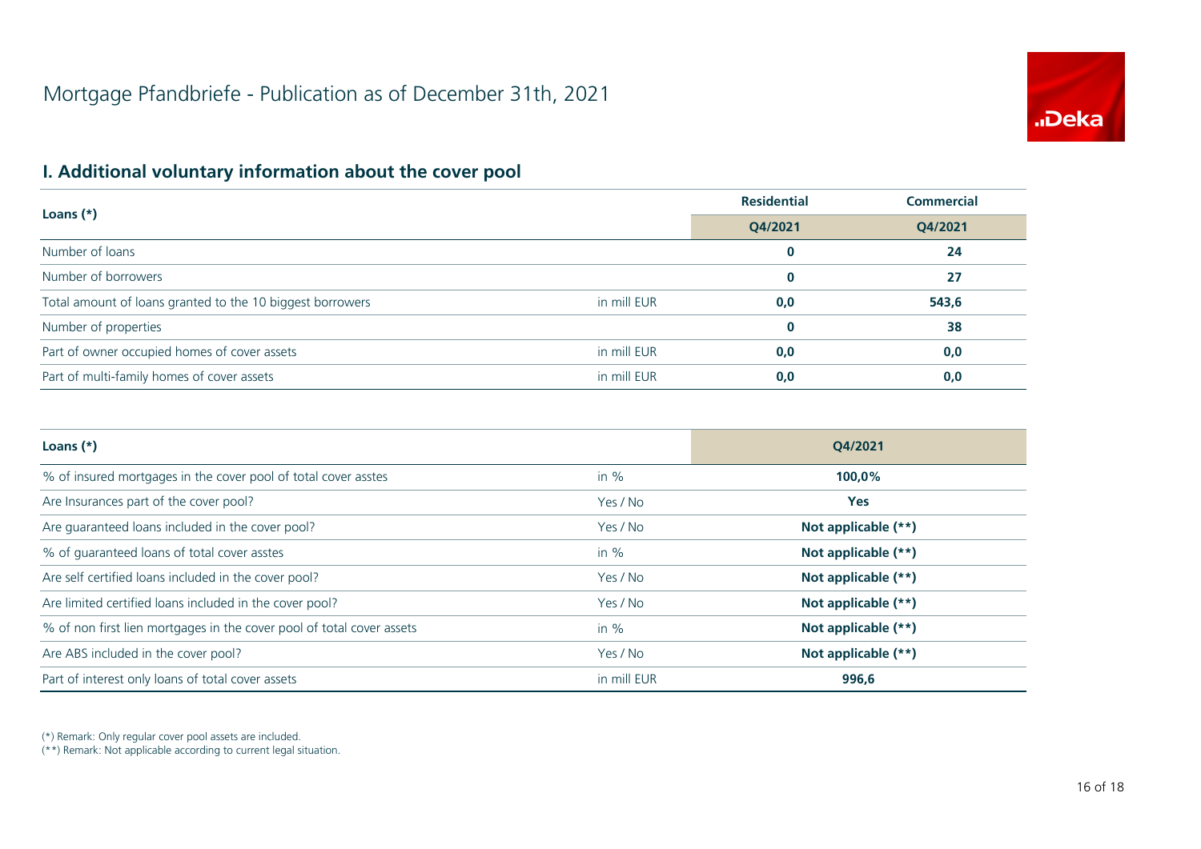# Mortgage Pfandbriefe - Publication as of December 31th, 2021

## I. Additional voluntary information about the cover pool

| Loans (*) | | Residential | Commercial |
|---|---|---|---|
| | | Q4/2021 | Q4/2021 |
| Number of loans | | **0** | **24** |
| Number of borrowers | | **0** | **27** |
| Total amount of loans granted to the 10 biggest borrowers | in mill EUR | **0,0** | **543,6** |
| Number of properties | | **0** | **38** |
| Part of owner occupied homes of cover assets | in mill EUR | **0,0** | **0,0** |
| Part of multi-family homes of cover assets | in mill EUR | **0,0** | **0,0** |

| Loans (*) | | Q4/2021 |
|---|---|---|
| % of insured mortgages in the cover pool of total cover asstes | in % | **100,0%** |
| Are Insurances part of the cover pool? | Yes / No | **Yes** |
| Are guaranteed loans included in the cover pool? | Yes / No | **Not applicable (**)** |
| % of guaranteed loans of total cover asstes | in % | **Not applicable (**)** |
| Are self certified loans included in the cover pool? | Yes / No | **Not applicable (**)** |
| Are limited certified loans included in the cover pool? | Yes / No | **Not applicable (**)** |
| % of non first lien mortgages in the cover pool of total cover assets | in % | **Not applicable (**)** |
| Are ABS included in the cover pool? | Yes / No | **Not applicable (**)** |
| Part of interest only loans of total cover assets | in mill EUR | **996,6** |

(*) Remark: Only regular cover pool assets are included.
(**) Remark: Not applicable according to current legal situation.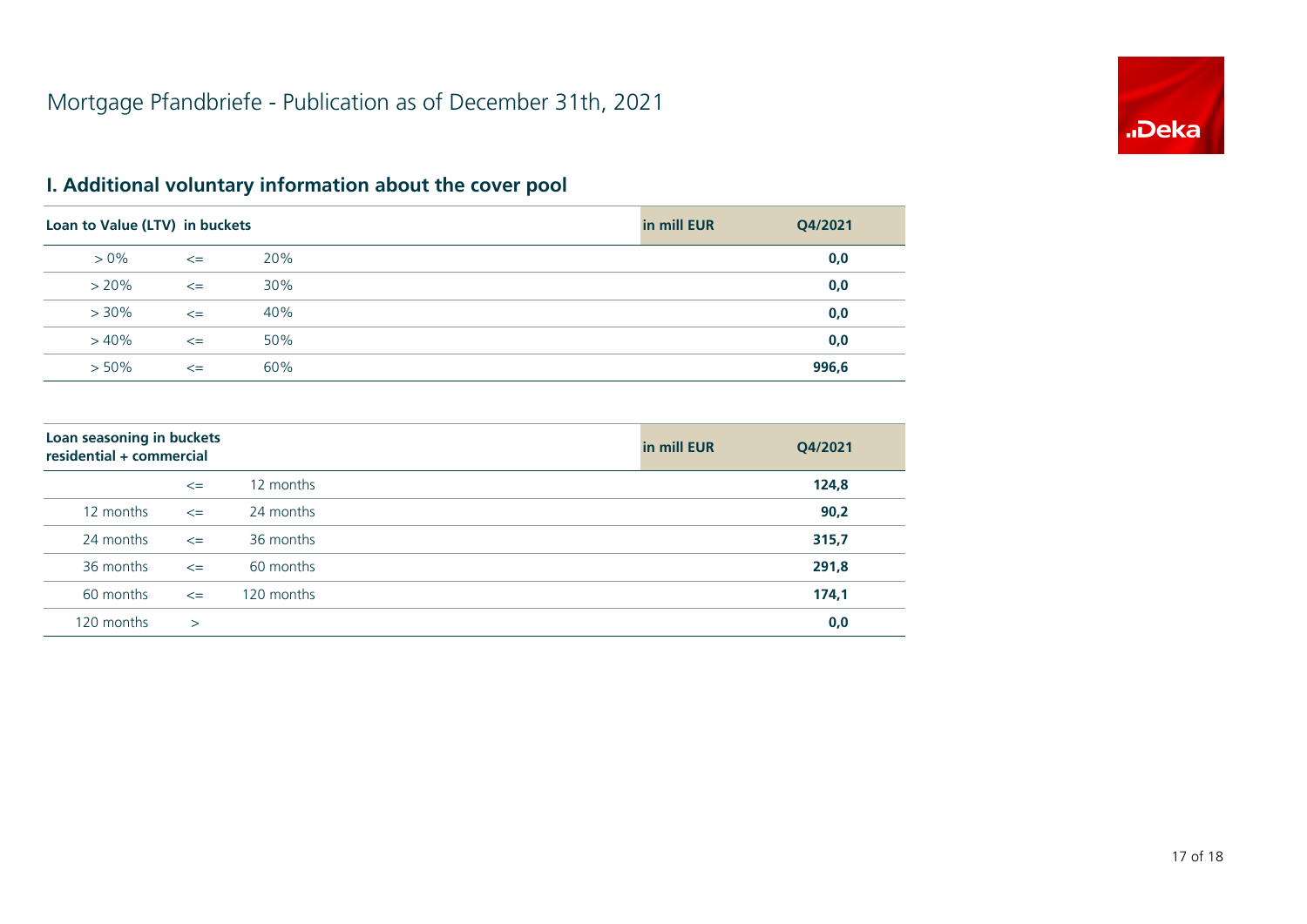# Mortgage Pfandbriefe - Publication as of December 31th, 2021

## I. Additional voluntary information about the cover pool

| Loan to Value (LTV) in buckets | | | in mill EUR | Q4/2021 |
|---|---|---|---|---|
| > 0% | <= | 20% | | **0,0** |
| > 20% | <= | 30% | | **0,0** |
| > 30% | <= | 40% | | **0,0** |
| > 40% | <= | 50% | | **0,0** |
| > 50% | <= | 60% | | **996,6** |

| Loan seasoning in buckets residential + commercial | | | in mill EUR | Q4/2021 |
|---|---|---|---|---|
| | <= | 12 months | | **124,8** |
| 12 months | <= | 24 months | | **90,2** |
| 24 months | <= | 36 months | | **315,7** |
| 36 months | <= | 60 months | | **291,8** |
| 60 months | <= | 120 months | | **174,1** |
| 120 months | > | | | **0,0** |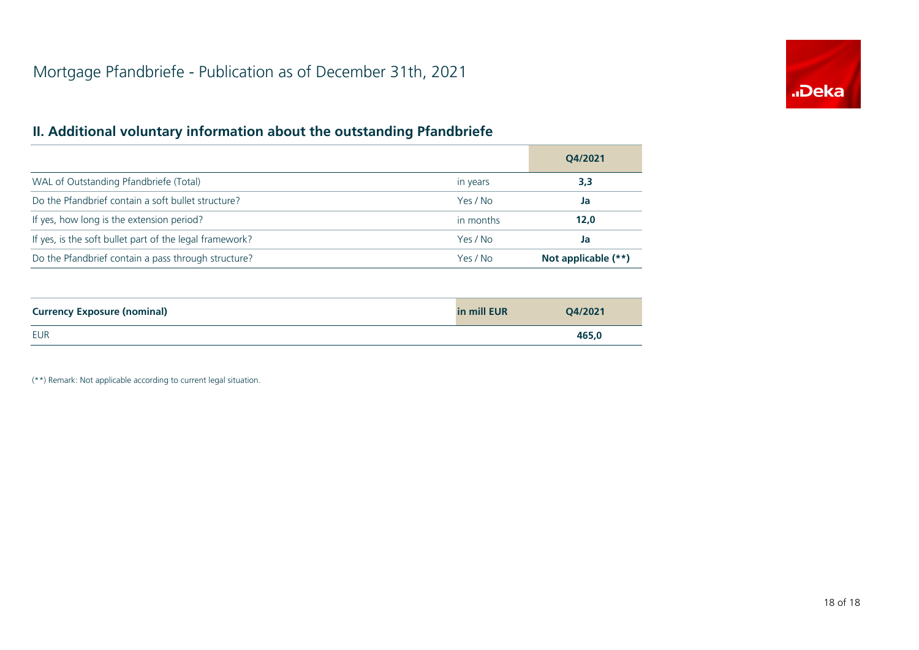# Mortgage Pfandbriefe - Publication as of December 31th, 2021

## II. Additional voluntary information about the outstanding Pfandbriefe

| | | Q4/2021 |
|---|---|---|
| WAL of Outstanding Pfandbriefe (Total) | in years | **3,3** |
| Do the Pfandbrief contain a soft bullet structure? | Yes / No | **Ja** |
| If yes, how long is the extension period? | in months | **12,0** |
| If yes, is the soft bullet part of the legal framework? | Yes / No | **Ja** |
| Do the Pfandbrief contain a pass through structure? | Yes / No | **Not applicable (**)** |

| **Currency Exposure (nominal)** | **in mill EUR** | **Q4/2021** |
|---|---|---|
| EUR | | **465,0** |

(**) Remark: Not applicable according to current legal situation.